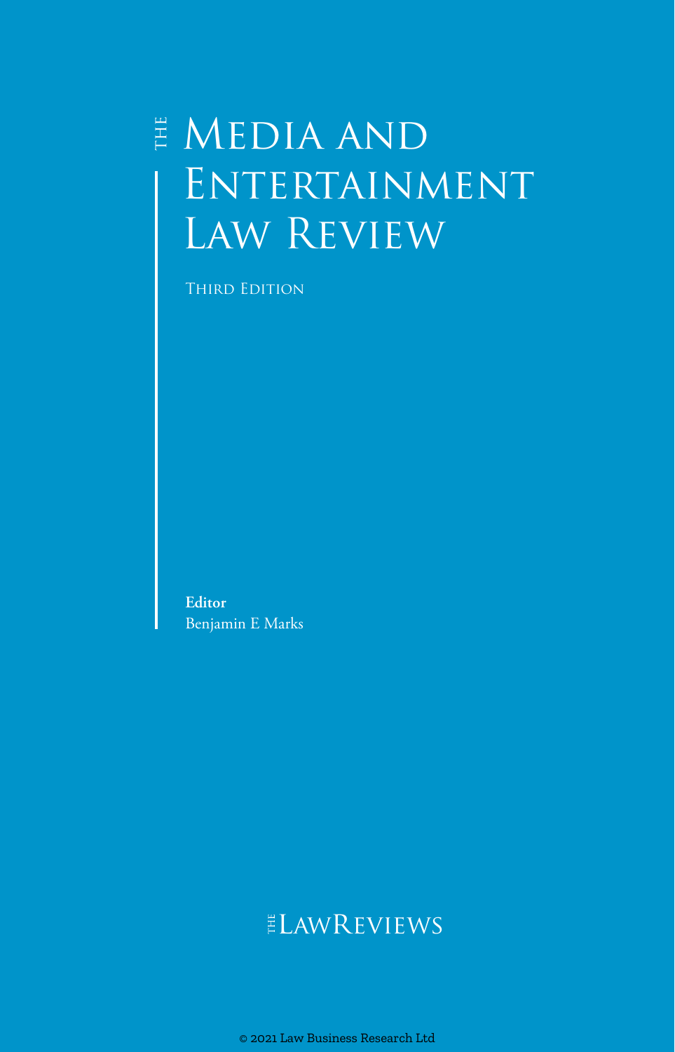# The Media and Entertainment Law Review

Third Edition

**Editor**
Benjamin E Marks

THE LAWREVIEWS

© 2021 Law Business Research Ltd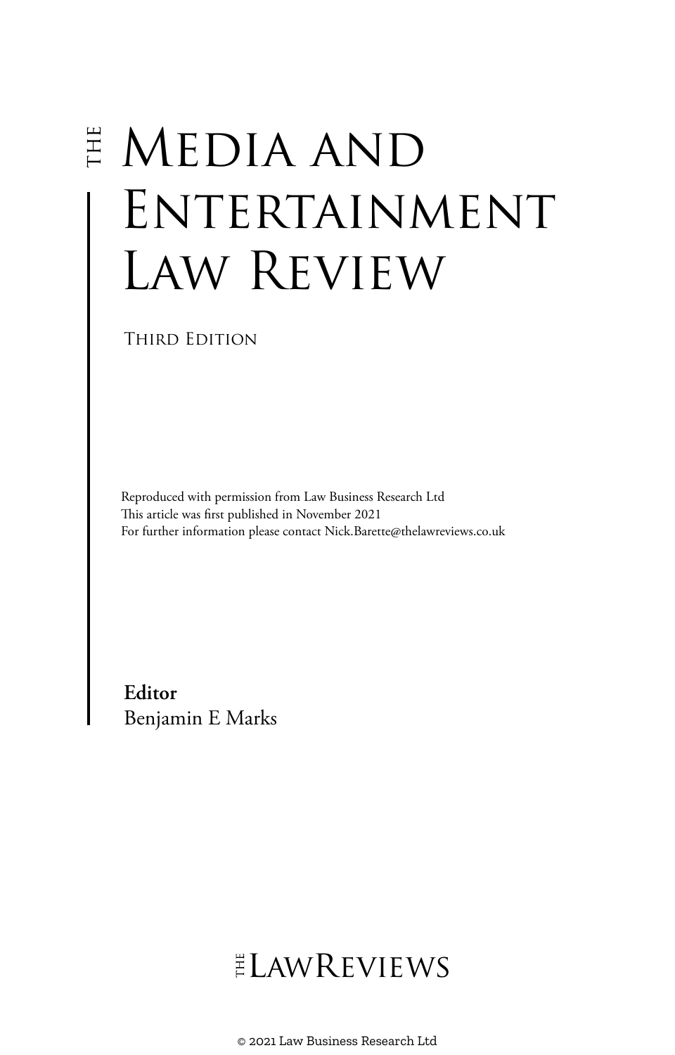# THE MEDIA AND ENTERTAINMENT LAW REVIEW

THIRD EDITION

Reproduced with permission from Law Business Research Ltd
This article was first published in November 2021
For further information please contact Nick.Barette@thelawreviews.co.uk

**Editor**
Benjamin E Marks

THE LAWREVIEWS

© 2021 Law Business Research Ltd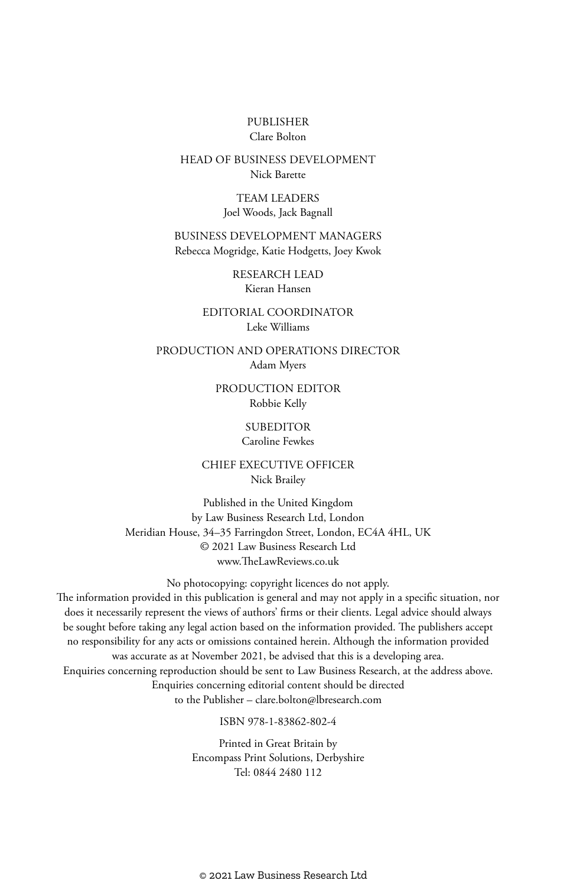PUBLISHER
Clare Bolton

HEAD OF BUSINESS DEVELOPMENT
Nick Barette

TEAM LEADERS
Joel Woods, Jack Bagnall

BUSINESS DEVELOPMENT MANAGERS
Rebecca Mogridge, Katie Hodgetts, Joey Kwok

RESEARCH LEAD
Kieran Hansen

EDITORIAL COORDINATOR
Leke Williams

PRODUCTION AND OPERATIONS DIRECTOR
Adam Myers

PRODUCTION EDITOR
Robbie Kelly

SUBEDITOR
Caroline Fewkes

CHIEF EXECUTIVE OFFICER
Nick Brailey

Published in the United Kingdom
by Law Business Research Ltd, London
Meridian House, 34–35 Farringdon Street, London, EC4A 4HL, UK
© 2021 Law Business Research Ltd
www.TheLawReviews.co.uk

No photocopying: copyright licences do not apply.
The information provided in this publication is general and may not apply in a specific situation, nor does it necessarily represent the views of authors' firms or their clients. Legal advice should always be sought before taking any legal action based on the information provided. The publishers accept no responsibility for any acts or omissions contained herein. Although the information provided was accurate as at November 2021, be advised that this is a developing area.
Enquiries concerning reproduction should be sent to Law Business Research, at the address above.
Enquiries concerning editorial content should be directed
to the Publisher – clare.bolton@lbresearch.com

ISBN 978-1-83862-802-4

Printed in Great Britain by
Encompass Print Solutions, Derbyshire
Tel: 0844 2480 112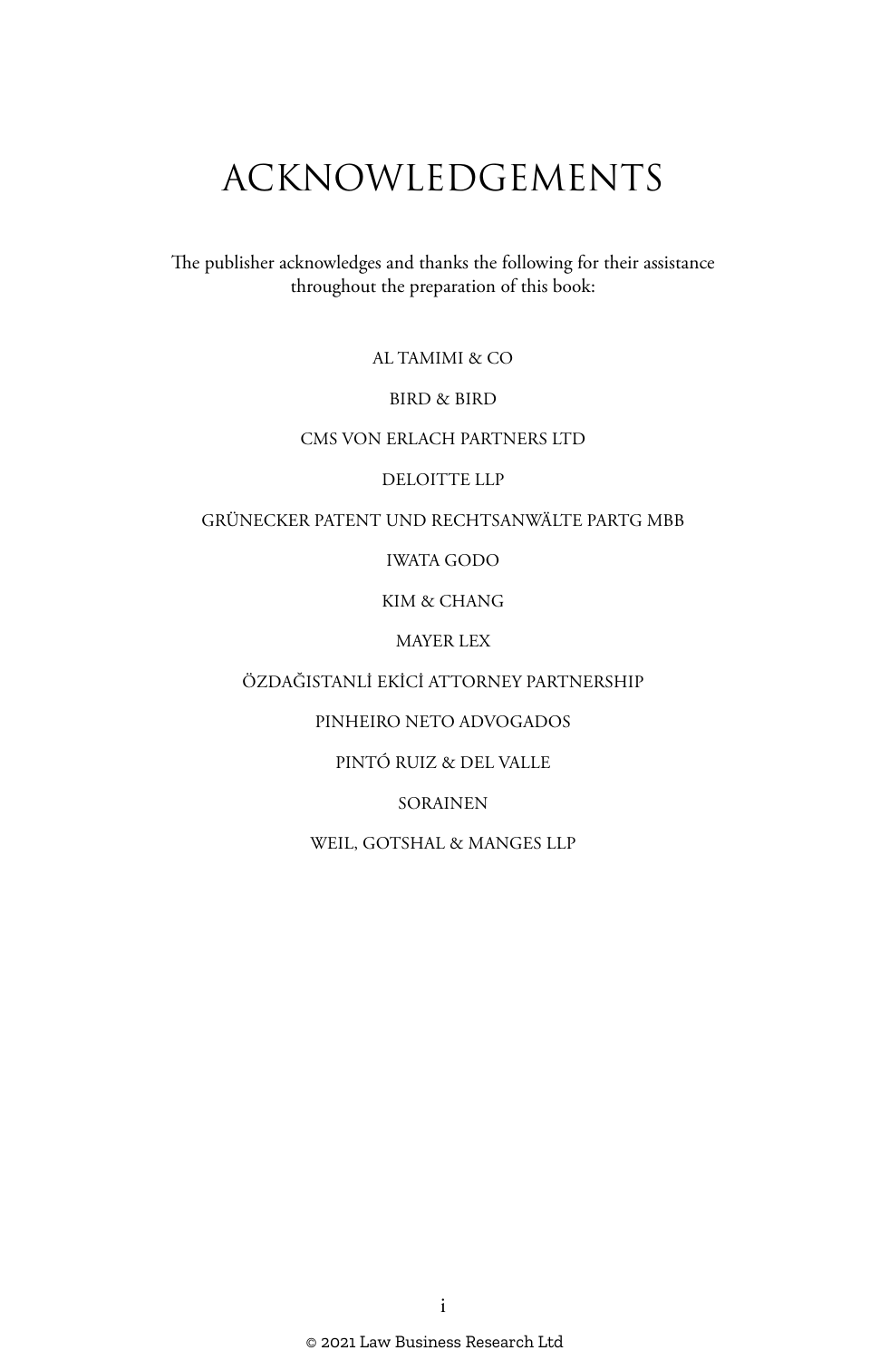# ACKNOWLEDGEMENTS

The publisher acknowledges and thanks the following for their assistance throughout the preparation of this book:

AL TAMIMI & CO

BIRD & BIRD

CMS VON ERLACH PARTNERS LTD

DELOITTE LLP

GRÜNECKER PATENT UND RECHTSANWÄLTE PARTG MBB

IWATA GODO

KIM & CHANG

MAYER LEX

ÖZDAĞISTANLİ EKİCİ ATTORNEY PARTNERSHIP

PINHEIRO NETO ADVOGADOS

PINTÓ RUIZ & DEL VALLE

SORAINEN

WEIL, GOTSHAL & MANGES LLP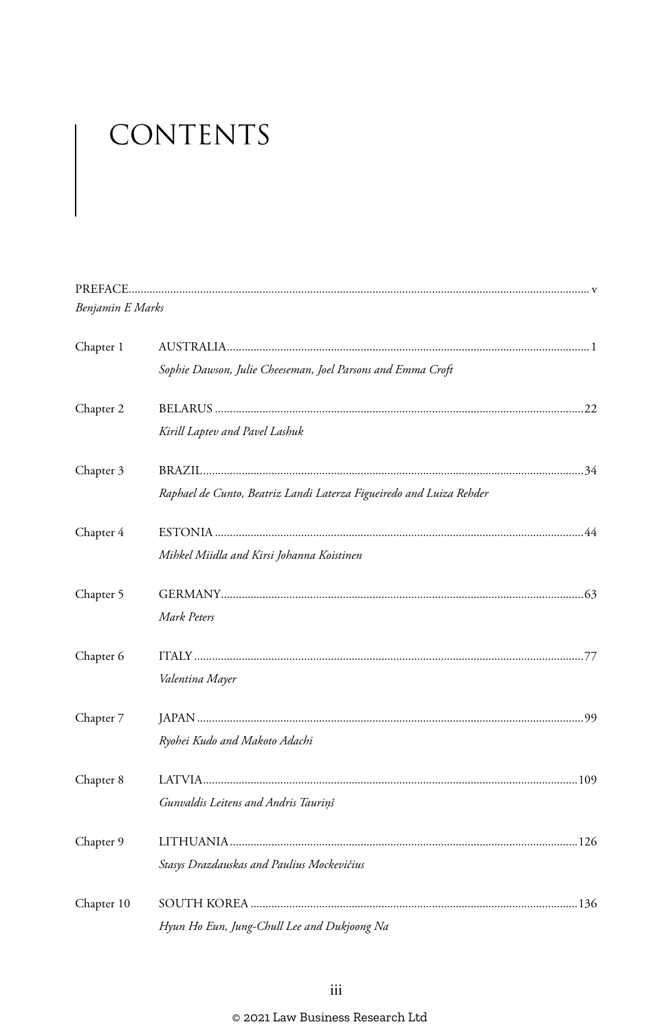# CONTENTS

PREFACE ........................................................................ v
*Benjamin E Marks*

Chapter 1 AUSTRALIA ........................................................................ 1
*Sophie Dawson, Julie Cheeseman, Joel Parsons and Emma Croft*

Chapter 2 BELARUS ........................................................................ 22
*Kirill Laptev and Pavel Lashuk*

Chapter 3 BRAZIL ........................................................................ 34
*Raphael de Cunto, Beatriz Landi Laterza Figueiredo and Luiza Rehder*

Chapter 4 ESTONIA ........................................................................ 44
*Mihkel Miidla and Kirsi Johanna Koistinen*

Chapter 5 GERMANY ........................................................................ 63
*Mark Peters*

Chapter 6 ITALY ........................................................................ 77
*Valentina Mayer*

Chapter 7 JAPAN ........................................................................ 99
*Ryohei Kudo and Makoto Adachi*

Chapter 8 LATVIA ........................................................................ 109
*Gunvaldis Leitens and Andris Tauriņš*

Chapter 9 LITHUANIA ........................................................................ 126
*Stasys Drazdauskas and Paulius Mockevičius*

Chapter 10 SOUTH KOREA ........................................................................ 136
*Hyun Ho Eun, Jung-Chull Lee and Dukjoong Na*

© 2021 Law Business Research Ltd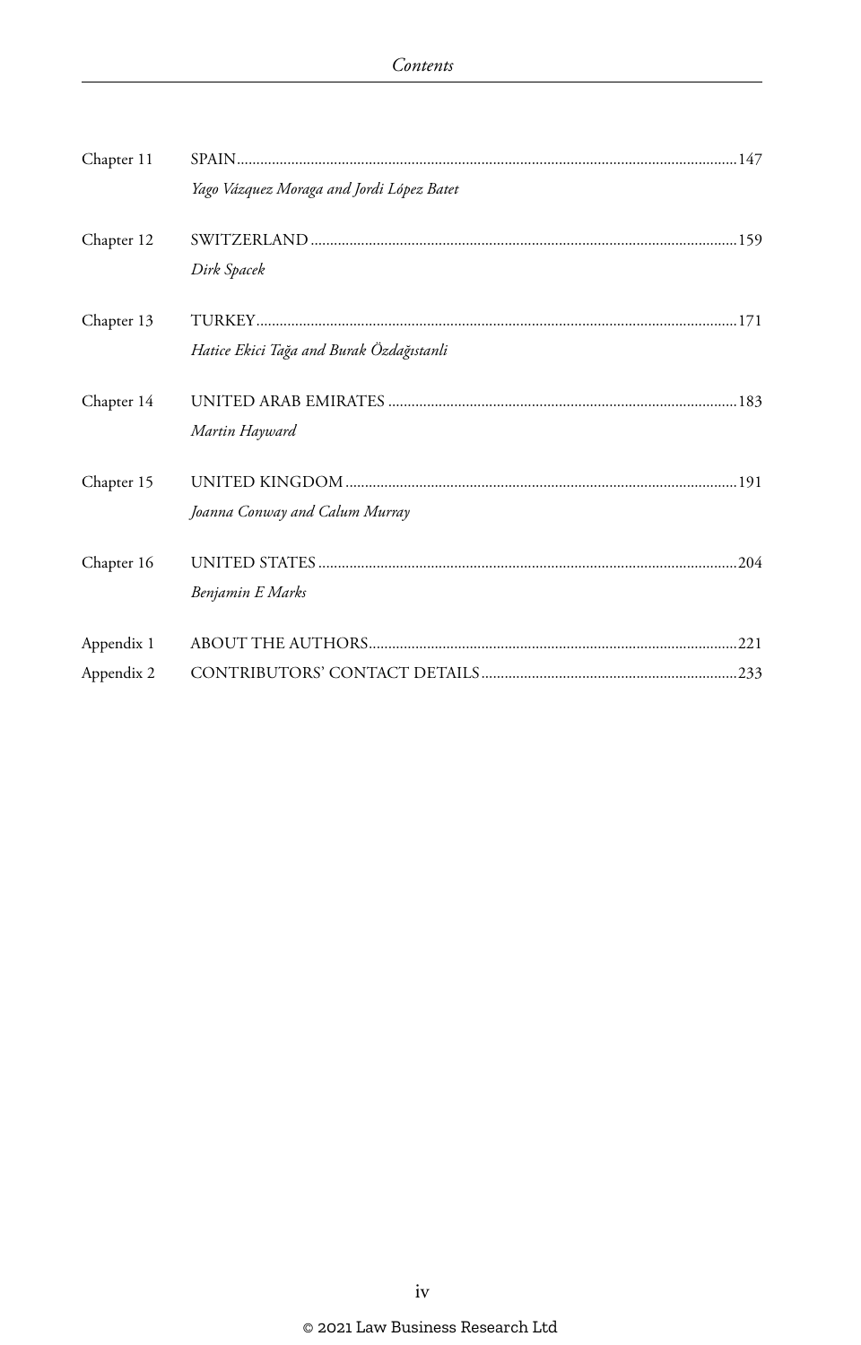Chapter 11 SPAIN ..........147
*Yago Vázquez Moraga and Jordi López Batet*

Chapter 12 SWITZERLAND ..........159
*Dirk Spacek*

Chapter 13 TURKEY ..........171
*Hatice Ekici Tağa and Burak Özdağıstanli*

Chapter 14 UNITED ARAB EMIRATES ..........183
*Martin Hayward*

Chapter 15 UNITED KINGDOM ..........191
*Joanna Conway and Calum Murray*

Chapter 16 UNITED STATES ..........204
*Benjamin E Marks*

Appendix 1 ABOUT THE AUTHORS ..........221

Appendix 2 CONTRIBUTORS' CONTACT DETAILS ..........233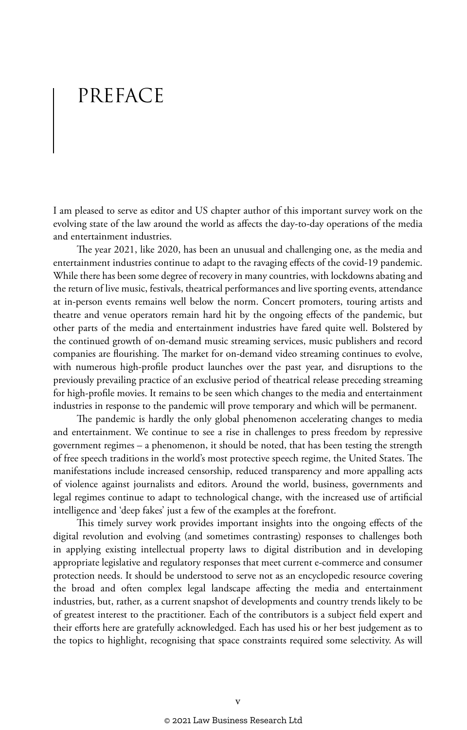# PREFACE

I am pleased to serve as editor and US chapter author of this important survey work on the evolving state of the law around the world as affects the day-to-day operations of the media and entertainment industries.

The year 2021, like 2020, has been an unusual and challenging one, as the media and entertainment industries continue to adapt to the ravaging effects of the covid-19 pandemic. While there has been some degree of recovery in many countries, with lockdowns abating and the return of live music, festivals, theatrical performances and live sporting events, attendance at in-person events remains well below the norm. Concert promoters, touring artists and theatre and venue operators remain hard hit by the ongoing effects of the pandemic, but other parts of the media and entertainment industries have fared quite well. Bolstered by the continued growth of on-demand music streaming services, music publishers and record companies are flourishing. The market for on-demand video streaming continues to evolve, with numerous high-profile product launches over the past year, and disruptions to the previously prevailing practice of an exclusive period of theatrical release preceding streaming for high-profile movies. It remains to be seen which changes to the media and entertainment industries in response to the pandemic will prove temporary and which will be permanent.

The pandemic is hardly the only global phenomenon accelerating changes to media and entertainment. We continue to see a rise in challenges to press freedom by repressive government regimes – a phenomenon, it should be noted, that has been testing the strength of free speech traditions in the world's most protective speech regime, the United States. The manifestations include increased censorship, reduced transparency and more appalling acts of violence against journalists and editors. Around the world, business, governments and legal regimes continue to adapt to technological change, with the increased use of artificial intelligence and 'deep fakes' just a few of the examples at the forefront.

This timely survey work provides important insights into the ongoing effects of the digital revolution and evolving (and sometimes contrasting) responses to challenges both in applying existing intellectual property laws to digital distribution and in developing appropriate legislative and regulatory responses that meet current e-commerce and consumer protection needs. It should be understood to serve not as an encyclopedic resource covering the broad and often complex legal landscape affecting the media and entertainment industries, but, rather, as a current snapshot of developments and country trends likely to be of greatest interest to the practitioner. Each of the contributors is a subject field expert and their efforts here are gratefully acknowledged. Each has used his or her best judgement as to the topics to highlight, recognising that space constraints required some selectivity. As will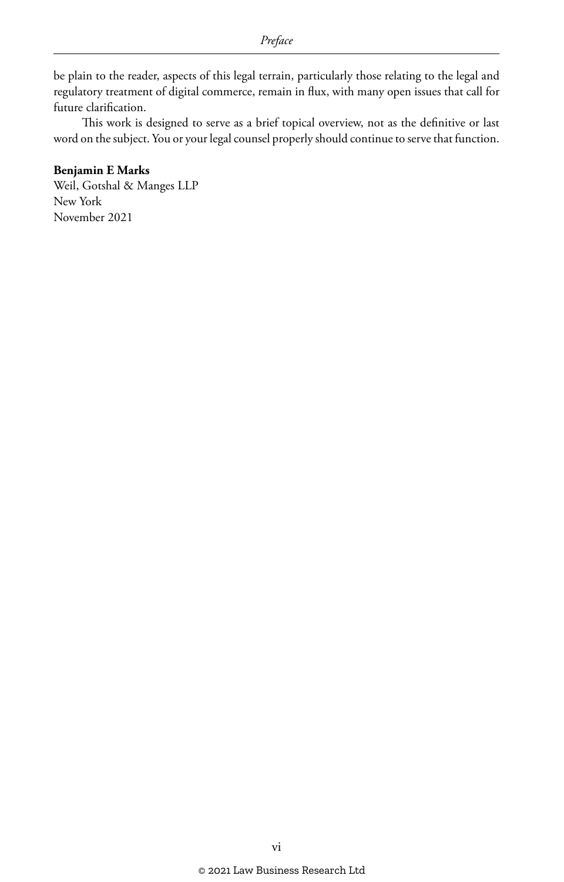be plain to the reader, aspects of this legal terrain, particularly those relating to the legal and regulatory treatment of digital commerce, remain in flux, with many open issues that call for future clarification.

This work is designed to serve as a brief topical overview, not as the definitive or last word on the subject. You or your legal counsel properly should continue to serve that function.

**Benjamin E Marks**
Weil, Gotshal & Manges LLP
New York
November 2021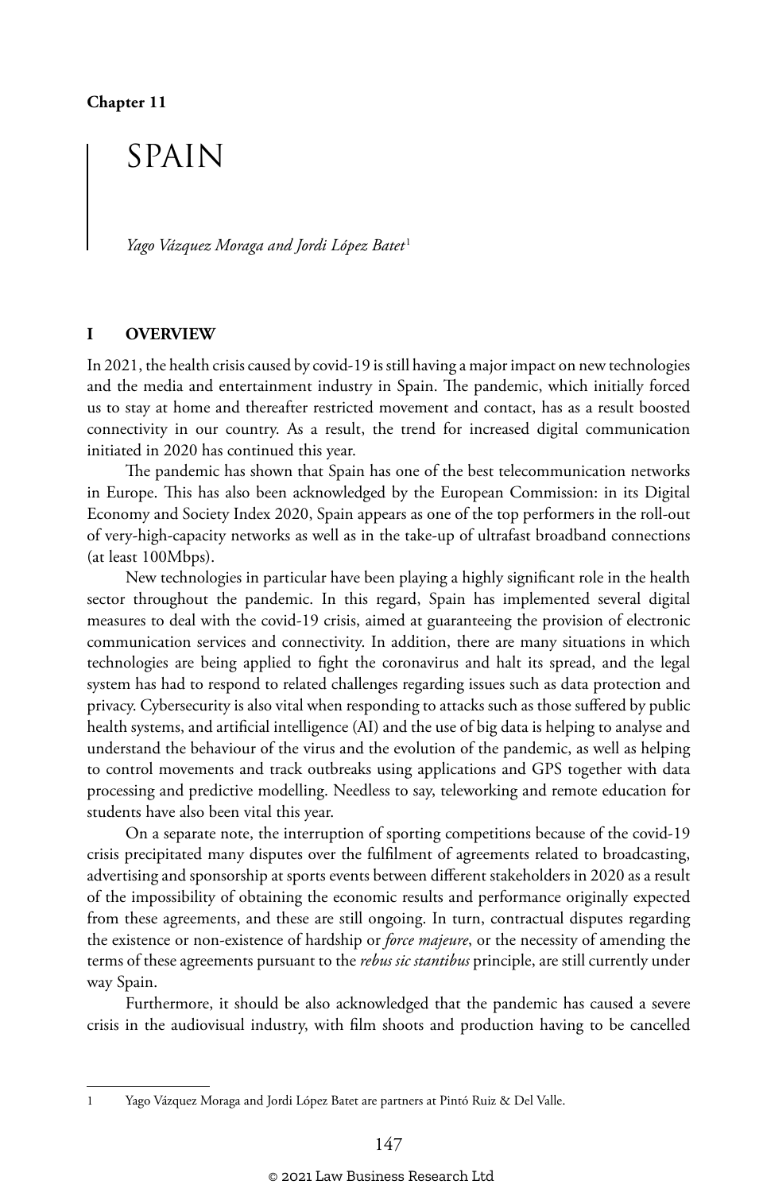Chapter 11

# SPAIN

*Yago Vázquez Moraga and Jordi López Batet*[1]

## I OVERVIEW

In 2021, the health crisis caused by covid-19 is still having a major impact on new technologies and the media and entertainment industry in Spain. The pandemic, which initially forced us to stay at home and thereafter restricted movement and contact, has as a result boosted connectivity in our country. As a result, the trend for increased digital communication initiated in 2020 has continued this year.

The pandemic has shown that Spain has one of the best telecommunication networks in Europe. This has also been acknowledged by the European Commission: in its Digital Economy and Society Index 2020, Spain appears as one of the top performers in the roll-out of very-high-capacity networks as well as in the take-up of ultrafast broadband connections (at least 100Mbps).

New technologies in particular have been playing a highly significant role in the health sector throughout the pandemic. In this regard, Spain has implemented several digital measures to deal with the covid-19 crisis, aimed at guaranteeing the provision of electronic communication services and connectivity. In addition, there are many situations in which technologies are being applied to fight the coronavirus and halt its spread, and the legal system has had to respond to related challenges regarding issues such as data protection and privacy. Cybersecurity is also vital when responding to attacks such as those suffered by public health systems, and artificial intelligence (AI) and the use of big data is helping to analyse and understand the behaviour of the virus and the evolution of the pandemic, as well as helping to control movements and track outbreaks using applications and GPS together with data processing and predictive modelling. Needless to say, teleworking and remote education for students have also been vital this year.

On a separate note, the interruption of sporting competitions because of the covid-19 crisis precipitated many disputes over the fulfilment of agreements related to broadcasting, advertising and sponsorship at sports events between different stakeholders in 2020 as a result of the impossibility of obtaining the economic results and performance originally expected from these agreements, and these are still ongoing. In turn, contractual disputes regarding the existence or non-existence of hardship or *force majeure*, or the necessity of amending the terms of these agreements pursuant to the *rebus sic stantibus* principle, are still currently under way Spain.

Furthermore, it should be also acknowledged that the pandemic has caused a severe crisis in the audiovisual industry, with film shoots and production having to be cancelled

---

1 Yago Vázquez Moraga and Jordi López Batet are partners at Pintó Ruiz & Del Valle.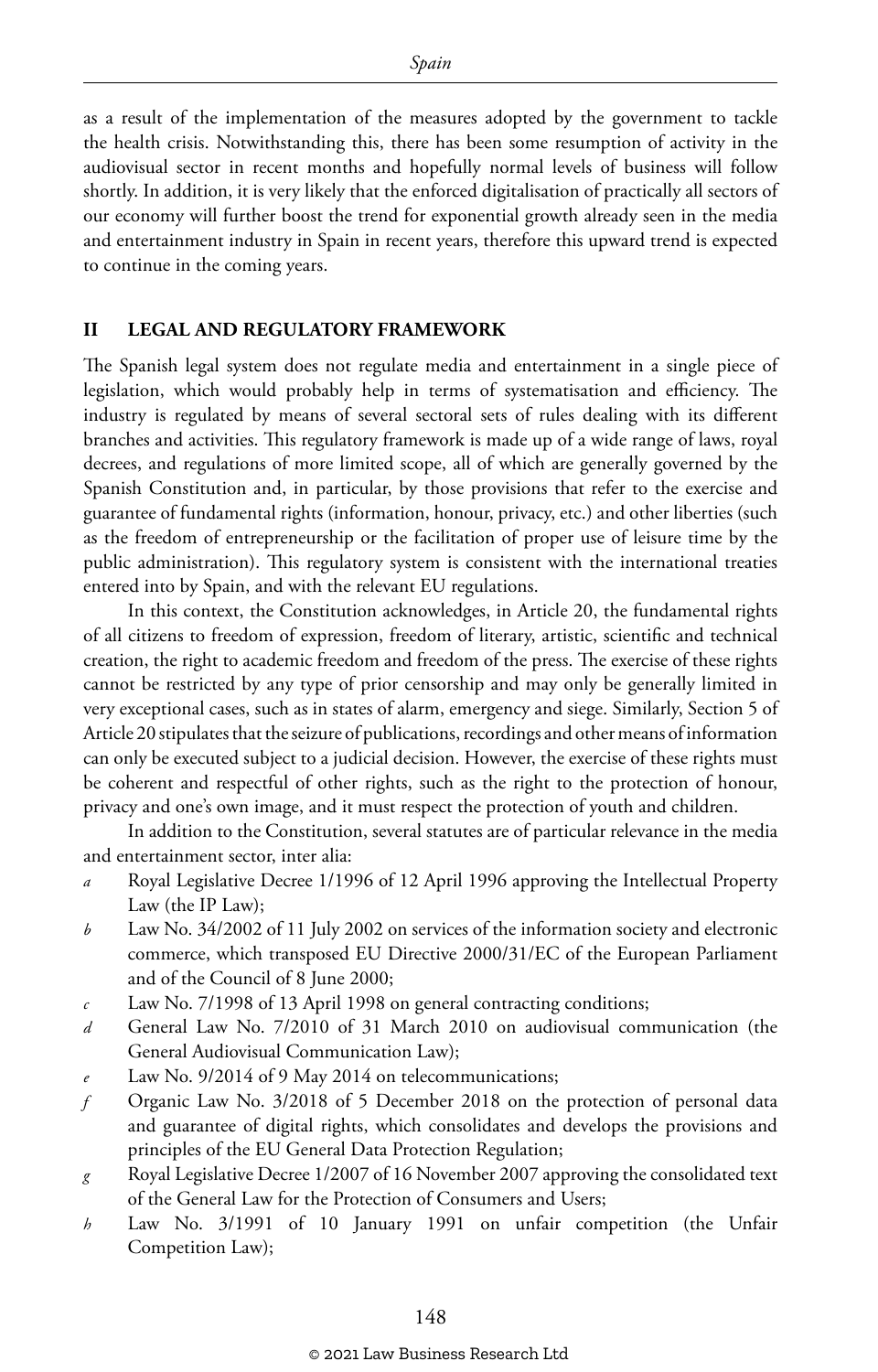as a result of the implementation of the measures adopted by the government to tackle the health crisis. Notwithstanding this, there has been some resumption of activity in the audiovisual sector in recent months and hopefully normal levels of business will follow shortly. In addition, it is very likely that the enforced digitalisation of practically all sectors of our economy will further boost the trend for exponential growth already seen in the media and entertainment industry in Spain in recent years, therefore this upward trend is expected to continue in the coming years.

## II LEGAL AND REGULATORY FRAMEWORK

The Spanish legal system does not regulate media and entertainment in a single piece of legislation, which would probably help in terms of systematisation and efficiency. The industry is regulated by means of several sectoral sets of rules dealing with its different branches and activities. This regulatory framework is made up of a wide range of laws, royal decrees, and regulations of more limited scope, all of which are generally governed by the Spanish Constitution and, in particular, by those provisions that refer to the exercise and guarantee of fundamental rights (information, honour, privacy, etc.) and other liberties (such as the freedom of entrepreneurship or the facilitation of proper use of leisure time by the public administration). This regulatory system is consistent with the international treaties entered into by Spain, and with the relevant EU regulations.

In this context, the Constitution acknowledges, in Article 20, the fundamental rights of all citizens to freedom of expression, freedom of literary, artistic, scientific and technical creation, the right to academic freedom and freedom of the press. The exercise of these rights cannot be restricted by any type of prior censorship and may only be generally limited in very exceptional cases, such as in states of alarm, emergency and siege. Similarly, Section 5 of Article 20 stipulates that the seizure of publications, recordings and other means of information can only be executed subject to a judicial decision. However, the exercise of these rights must be coherent and respectful of other rights, such as the right to the protection of honour, privacy and one's own image, and it must respect the protection of youth and children.

In addition to the Constitution, several statutes are of particular relevance in the media and entertainment sector, inter alia:

- *a* Royal Legislative Decree 1/1996 of 12 April 1996 approving the Intellectual Property Law (the IP Law);
- *b* Law No. 34/2002 of 11 July 2002 on services of the information society and electronic commerce, which transposed EU Directive 2000/31/EC of the European Parliament and of the Council of 8 June 2000;
- *c* Law No. 7/1998 of 13 April 1998 on general contracting conditions;
- *d* General Law No. 7/2010 of 31 March 2010 on audiovisual communication (the General Audiovisual Communication Law);
- *e* Law No. 9/2014 of 9 May 2014 on telecommunications;
- *f* Organic Law No. 3/2018 of 5 December 2018 on the protection of personal data and guarantee of digital rights, which consolidates and develops the provisions and principles of the EU General Data Protection Regulation;
- *g* Royal Legislative Decree 1/2007 of 16 November 2007 approving the consolidated text of the General Law for the Protection of Consumers and Users;
- *h* Law No. 3/1991 of 10 January 1991 on unfair competition (the Unfair Competition Law);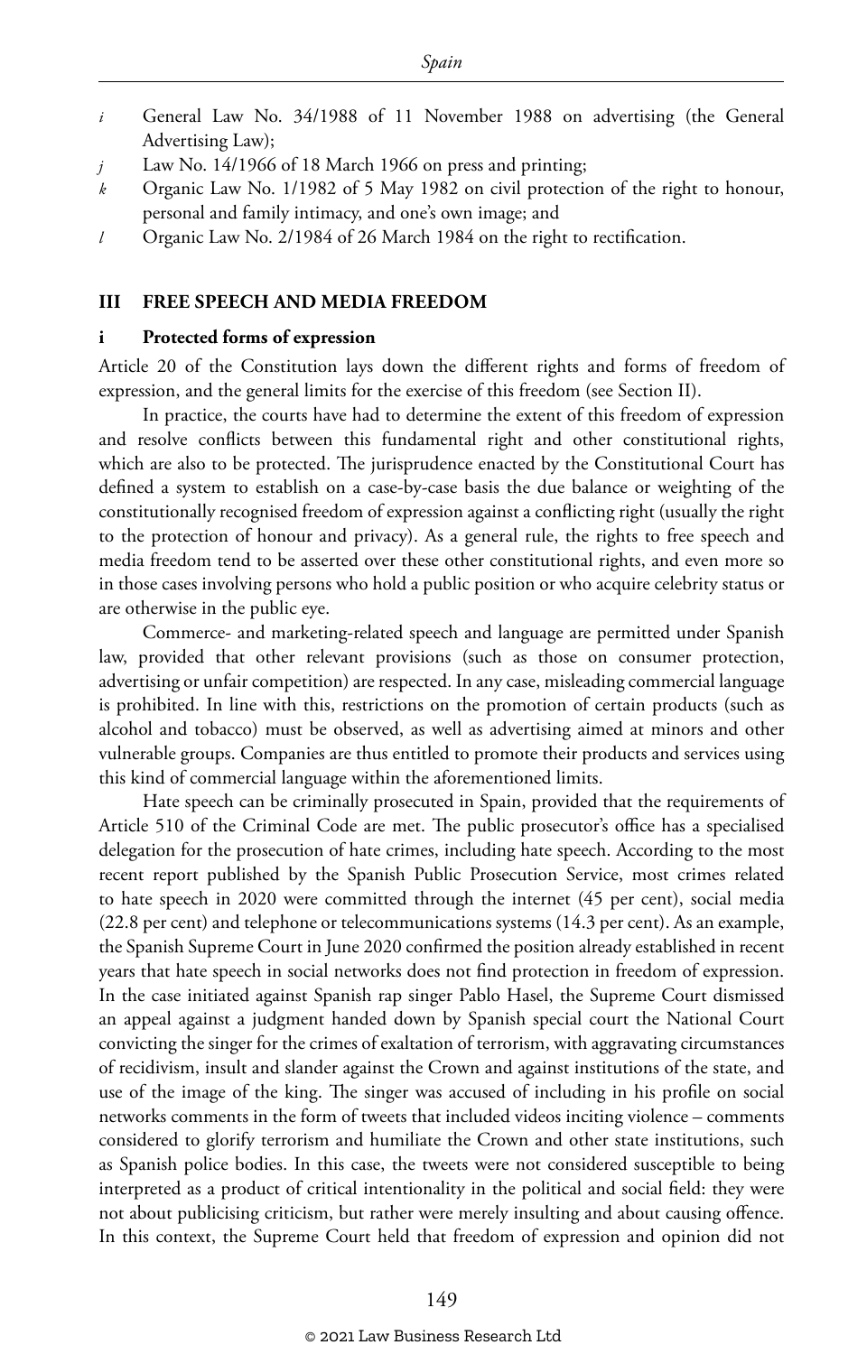*i* General Law No. 34/1988 of 11 November 1988 on advertising (the General Advertising Law);

*j* Law No. 14/1966 of 18 March 1966 on press and printing;

*k* Organic Law No. 1/1982 of 5 May 1982 on civil protection of the right to honour, personal and family intimacy, and one's own image; and

*l* Organic Law No. 2/1984 of 26 March 1984 on the right to rectification.

## III FREE SPEECH AND MEDIA FREEDOM

### i Protected forms of expression

Article 20 of the Constitution lays down the different rights and forms of freedom of expression, and the general limits for the exercise of this freedom (see Section II).

In practice, the courts have had to determine the extent of this freedom of expression and resolve conflicts between this fundamental right and other constitutional rights, which are also to be protected. The jurisprudence enacted by the Constitutional Court has defined a system to establish on a case-by-case basis the due balance or weighting of the constitutionally recognised freedom of expression against a conflicting right (usually the right to the protection of honour and privacy). As a general rule, the rights to free speech and media freedom tend to be asserted over these other constitutional rights, and even more so in those cases involving persons who hold a public position or who acquire celebrity status or are otherwise in the public eye.

Commerce- and marketing-related speech and language are permitted under Spanish law, provided that other relevant provisions (such as those on consumer protection, advertising or unfair competition) are respected. In any case, misleading commercial language is prohibited. In line with this, restrictions on the promotion of certain products (such as alcohol and tobacco) must be observed, as well as advertising aimed at minors and other vulnerable groups. Companies are thus entitled to promote their products and services using this kind of commercial language within the aforementioned limits.

Hate speech can be criminally prosecuted in Spain, provided that the requirements of Article 510 of the Criminal Code are met. The public prosecutor's office has a specialised delegation for the prosecution of hate crimes, including hate speech. According to the most recent report published by the Spanish Public Prosecution Service, most crimes related to hate speech in 2020 were committed through the internet (45 per cent), social media (22.8 per cent) and telephone or telecommunications systems (14.3 per cent). As an example, the Spanish Supreme Court in June 2020 confirmed the position already established in recent years that hate speech in social networks does not find protection in freedom of expression. In the case initiated against Spanish rap singer Pablo Hasel, the Supreme Court dismissed an appeal against a judgment handed down by Spanish special court the National Court convicting the singer for the crimes of exaltation of terrorism, with aggravating circumstances of recidivism, insult and slander against the Crown and against institutions of the state, and use of the image of the king. The singer was accused of including in his profile on social networks comments in the form of tweets that included videos inciting violence – comments considered to glorify terrorism and humiliate the Crown and other state institutions, such as Spanish police bodies. In this case, the tweets were not considered susceptible to being interpreted as a product of critical intentionality in the political and social field: they were not about publicising criticism, but rather were merely insulting and about causing offence. In this context, the Supreme Court held that freedom of expression and opinion did not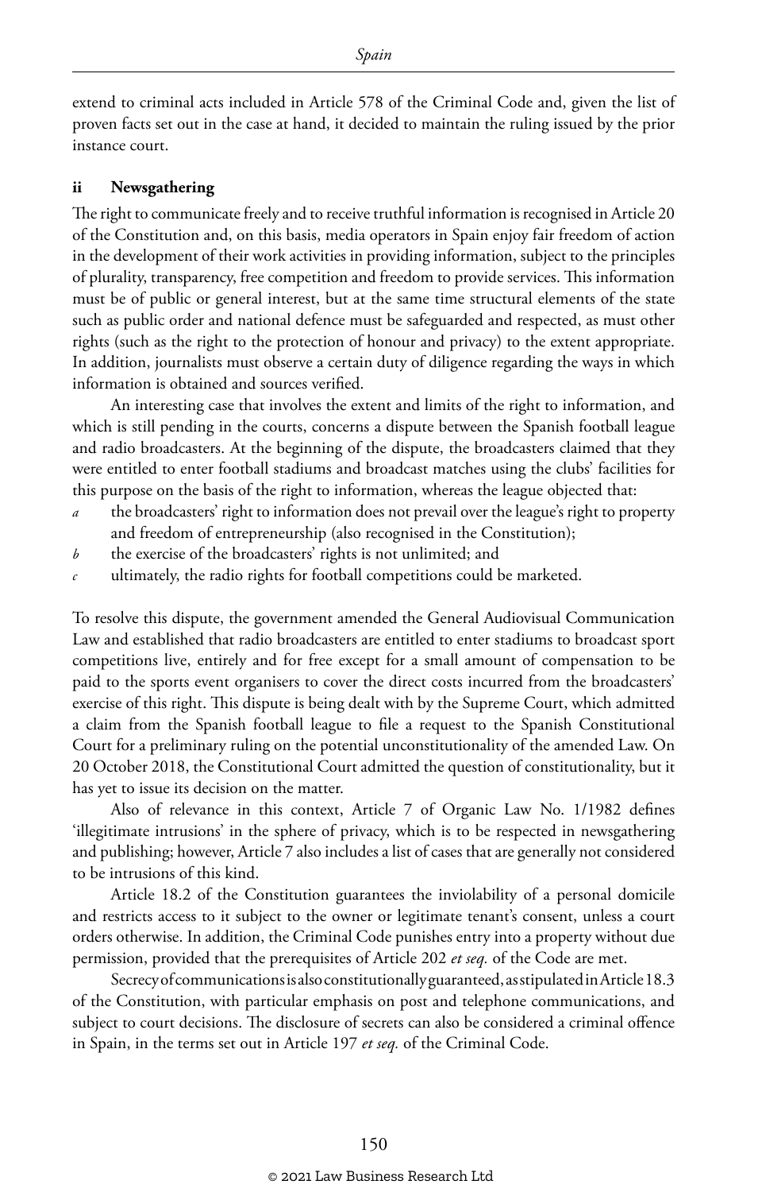extend to criminal acts included in Article 578 of the Criminal Code and, given the list of proven facts set out in the case at hand, it decided to maintain the ruling issued by the prior instance court.

### ii Newsgathering

The right to communicate freely and to receive truthful information is recognised in Article 20 of the Constitution and, on this basis, media operators in Spain enjoy fair freedom of action in the development of their work activities in providing information, subject to the principles of plurality, transparency, free competition and freedom to provide services. This information must be of public or general interest, but at the same time structural elements of the state such as public order and national defence must be safeguarded and respected, as must other rights (such as the right to the protection of honour and privacy) to the extent appropriate. In addition, journalists must observe a certain duty of diligence regarding the ways in which information is obtained and sources verified.

An interesting case that involves the extent and limits of the right to information, and which is still pending in the courts, concerns a dispute between the Spanish football league and radio broadcasters. At the beginning of the dispute, the broadcasters claimed that they were entitled to enter football stadiums and broadcast matches using the clubs' facilities for this purpose on the basis of the right to information, whereas the league objected that:

*a* the broadcasters' right to information does not prevail over the league's right to property and freedom of entrepreneurship (also recognised in the Constitution);

*b* the exercise of the broadcasters' rights is not unlimited; and

*c* ultimately, the radio rights for football competitions could be marketed.

To resolve this dispute, the government amended the General Audiovisual Communication Law and established that radio broadcasters are entitled to enter stadiums to broadcast sport competitions live, entirely and for free except for a small amount of compensation to be paid to the sports event organisers to cover the direct costs incurred from the broadcasters' exercise of this right. This dispute is being dealt with by the Supreme Court, which admitted a claim from the Spanish football league to file a request to the Spanish Constitutional Court for a preliminary ruling on the potential unconstitutionality of the amended Law. On 20 October 2018, the Constitutional Court admitted the question of constitutionality, but it has yet to issue its decision on the matter.

Also of relevance in this context, Article 7 of Organic Law No. 1/1982 defines 'illegitimate intrusions' in the sphere of privacy, which is to be respected in newsgathering and publishing; however, Article 7 also includes a list of cases that are generally not considered to be intrusions of this kind.

Article 18.2 of the Constitution guarantees the inviolability of a personal domicile and restricts access to it subject to the owner or legitimate tenant's consent, unless a court orders otherwise. In addition, the Criminal Code punishes entry into a property without due permission, provided that the prerequisites of Article 202 *et seq.* of the Code are met.

Secrecy of communications is also constitutionally guaranteed, as stipulated in Article 18.3 of the Constitution, with particular emphasis on post and telephone communications, and subject to court decisions. The disclosure of secrets can also be considered a criminal offence in Spain, in the terms set out in Article 197 *et seq.* of the Criminal Code.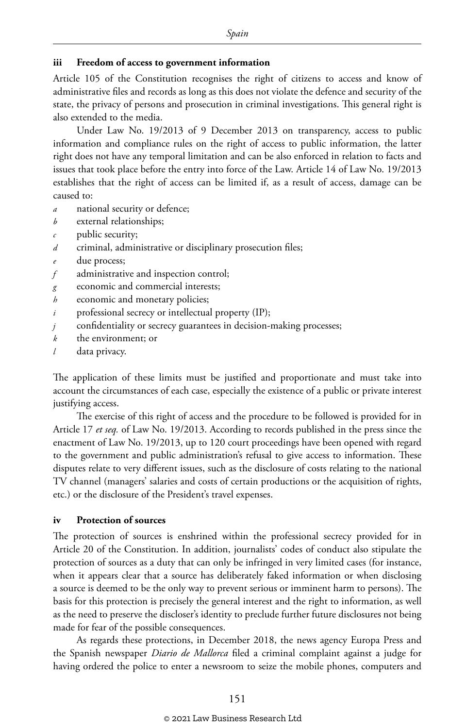### iii Freedom of access to government information

Article 105 of the Constitution recognises the right of citizens to access and know of administrative files and records as long as this does not violate the defence and security of the state, the privacy of persons and prosecution in criminal investigations. This general right is also extended to the media.

Under Law No. 19/2013 of 9 December 2013 on transparency, access to public information and compliance rules on the right of access to public information, the latter right does not have any temporal limitation and can be also enforced in relation to facts and issues that took place before the entry into force of the Law. Article 14 of Law No. 19/2013 establishes that the right of access can be limited if, as a result of access, damage can be caused to:

*a* national security or defence;
*b* external relationships;
*c* public security;
*d* criminal, administrative or disciplinary prosecution files;
*e* due process;
*f* administrative and inspection control;
*g* economic and commercial interests;
*h* economic and monetary policies;
*i* professional secrecy or intellectual property (IP);
*j* confidentiality or secrecy guarantees in decision-making processes;
*k* the environment; or
*l* data privacy.

The application of these limits must be justified and proportionate and must take into account the circumstances of each case, especially the existence of a public or private interest justifying access.

The exercise of this right of access and the procedure to be followed is provided for in Article 17 *et seq.* of Law No. 19/2013. According to records published in the press since the enactment of Law No. 19/2013, up to 120 court proceedings have been opened with regard to the government and public administration's refusal to give access to information. These disputes relate to very different issues, such as the disclosure of costs relating to the national TV channel (managers' salaries and costs of certain productions or the acquisition of rights, etc.) or the disclosure of the President's travel expenses.

### iv Protection of sources

The protection of sources is enshrined within the professional secrecy provided for in Article 20 of the Constitution. In addition, journalists' codes of conduct also stipulate the protection of sources as a duty that can only be infringed in very limited cases (for instance, when it appears clear that a source has deliberately faked information or when disclosing a source is deemed to be the only way to prevent serious or imminent harm to persons). The basis for this protection is precisely the general interest and the right to information, as well as the need to preserve the discloser's identity to preclude further future disclosures not being made for fear of the possible consequences.

As regards these protections, in December 2018, the news agency Europa Press and the Spanish newspaper *Diario de Mallorca* filed a criminal complaint against a judge for having ordered the police to enter a newsroom to seize the mobile phones, computers and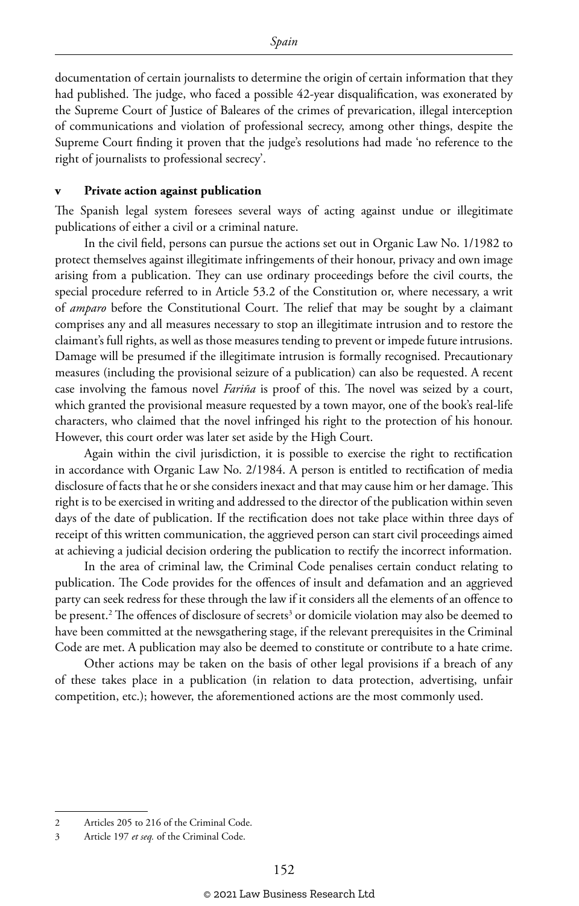documentation of certain journalists to determine the origin of certain information that they had published. The judge, who faced a possible 42-year disqualification, was exonerated by the Supreme Court of Justice of Baleares of the crimes of prevarication, illegal interception of communications and violation of professional secrecy, among other things, despite the Supreme Court finding it proven that the judge's resolutions had made 'no reference to the right of journalists to professional secrecy'.

### v Private action against publication

The Spanish legal system foresees several ways of acting against undue or illegitimate publications of either a civil or a criminal nature.

In the civil field, persons can pursue the actions set out in Organic Law No. 1/1982 to protect themselves against illegitimate infringements of their honour, privacy and own image arising from a publication. They can use ordinary proceedings before the civil courts, the special procedure referred to in Article 53.2 of the Constitution or, where necessary, a writ of *amparo* before the Constitutional Court. The relief that may be sought by a claimant comprises any and all measures necessary to stop an illegitimate intrusion and to restore the claimant's full rights, as well as those measures tending to prevent or impede future intrusions. Damage will be presumed if the illegitimate intrusion is formally recognised. Precautionary measures (including the provisional seizure of a publication) can also be requested. A recent case involving the famous novel *Fariña* is proof of this. The novel was seized by a court, which granted the provisional measure requested by a town mayor, one of the book's real-life characters, who claimed that the novel infringed his right to the protection of his honour. However, this court order was later set aside by the High Court.

Again within the civil jurisdiction, it is possible to exercise the right to rectification in accordance with Organic Law No. 2/1984. A person is entitled to rectification of media disclosure of facts that he or she considers inexact and that may cause him or her damage. This right is to be exercised in writing and addressed to the director of the publication within seven days of the date of publication. If the rectification does not take place within three days of receipt of this written communication, the aggrieved person can start civil proceedings aimed at achieving a judicial decision ordering the publication to rectify the incorrect information.

In the area of criminal law, the Criminal Code penalises certain conduct relating to publication. The Code provides for the offences of insult and defamation and an aggrieved party can seek redress for these through the law if it considers all the elements of an offence to be present.[2] The offences of disclosure of secrets[3] or domicile violation may also be deemed to have been committed at the newsgathering stage, if the relevant prerequisites in the Criminal Code are met. A publication may also be deemed to constitute or contribute to a hate crime.

Other actions may be taken on the basis of other legal provisions if a breach of any of these takes place in a publication (in relation to data protection, advertising, unfair competition, etc.); however, the aforementioned actions are the most commonly used.

---

2 Articles 205 to 216 of the Criminal Code.

3 Article 197 *et seq.* of the Criminal Code.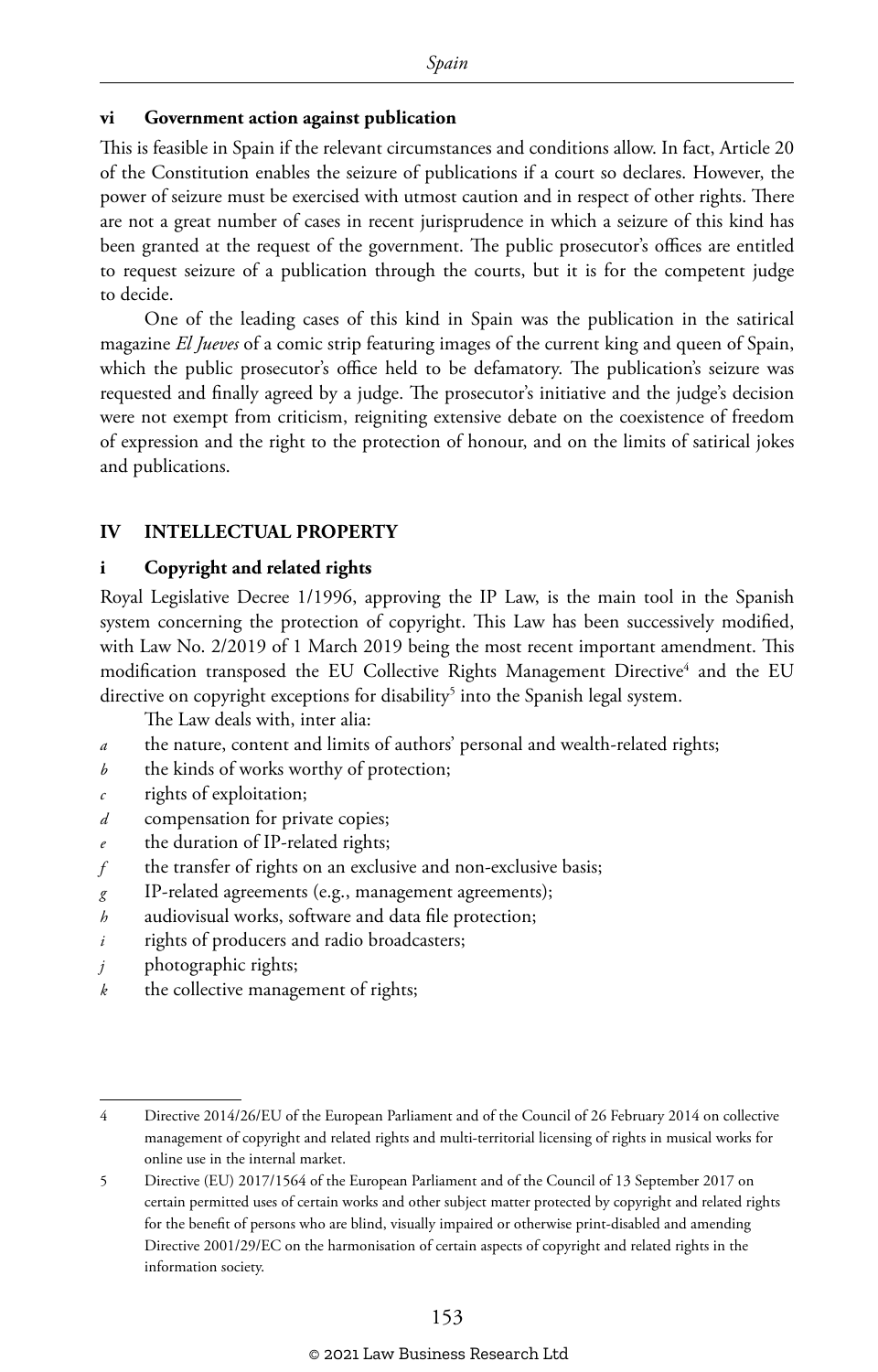### vi Government action against publication

This is feasible in Spain if the relevant circumstances and conditions allow. In fact, Article 20 of the Constitution enables the seizure of publications if a court so declares. However, the power of seizure must be exercised with utmost caution and in respect of other rights. There are not a great number of cases in recent jurisprudence in which a seizure of this kind has been granted at the request of the government. The public prosecutor's offices are entitled to request seizure of a publication through the courts, but it is for the competent judge to decide.

One of the leading cases of this kind in Spain was the publication in the satirical magazine *El Jueves* of a comic strip featuring images of the current king and queen of Spain, which the public prosecutor's office held to be defamatory. The publication's seizure was requested and finally agreed by a judge. The prosecutor's initiative and the judge's decision were not exempt from criticism, reigniting extensive debate on the coexistence of freedom of expression and the right to the protection of honour, and on the limits of satirical jokes and publications.

## IV INTELLECTUAL PROPERTY

### i Copyright and related rights

Royal Legislative Decree 1/1996, approving the IP Law, is the main tool in the Spanish system concerning the protection of copyright. This Law has been successively modified, with Law No. 2/2019 of 1 March 2019 being the most recent important amendment. This modification transposed the EU Collective Rights Management Directive[4] and the EU directive on copyright exceptions for disability[5] into the Spanish legal system.

The Law deals with, inter alia:

- *a* the nature, content and limits of authors' personal and wealth-related rights;
- *b* the kinds of works worthy of protection;
- *c* rights of exploitation;
- *d* compensation for private copies;
- *e* the duration of IP-related rights;
- *f* the transfer of rights on an exclusive and non-exclusive basis;
- *g* IP-related agreements (e.g., management agreements);
- *h* audiovisual works, software and data file protection;
- *i* rights of producers and radio broadcasters;
- *j* photographic rights;
- *k* the collective management of rights;

---

4 Directive 2014/26/EU of the European Parliament and of the Council of 26 February 2014 on collective management of copyright and related rights and multi-territorial licensing of rights in musical works for online use in the internal market.

5 Directive (EU) 2017/1564 of the European Parliament and of the Council of 13 September 2017 on certain permitted uses of certain works and other subject matter protected by copyright and related rights for the benefit of persons who are blind, visually impaired or otherwise print-disabled and amending Directive 2001/29/EC on the harmonisation of certain aspects of copyright and related rights in the information society.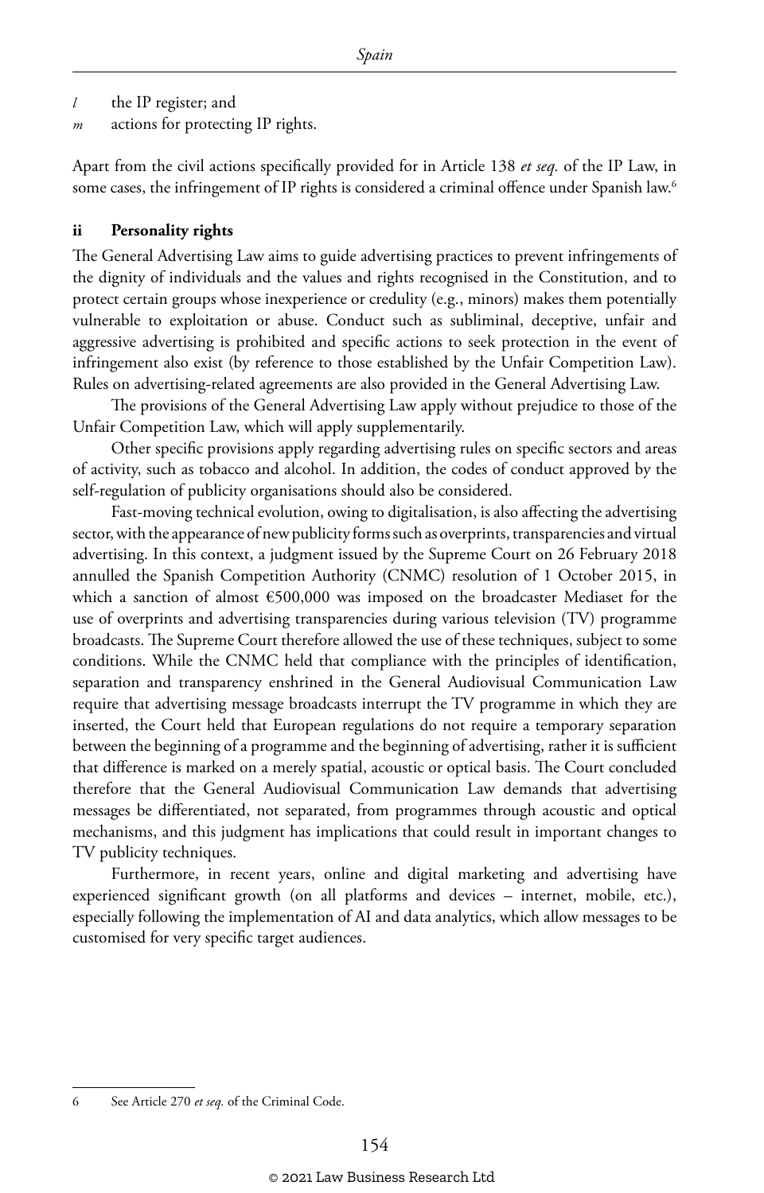*l* the IP register; and

*m* actions for protecting IP rights.

Apart from the civil actions specifically provided for in Article 138 *et seq.* of the IP Law, in some cases, the infringement of IP rights is considered a criminal offence under Spanish law.[6]

### ii Personality rights

The General Advertising Law aims to guide advertising practices to prevent infringements of the dignity of individuals and the values and rights recognised in the Constitution, and to protect certain groups whose inexperience or credulity (e.g., minors) makes them potentially vulnerable to exploitation or abuse. Conduct such as subliminal, deceptive, unfair and aggressive advertising is prohibited and specific actions to seek protection in the event of infringement also exist (by reference to those established by the Unfair Competition Law). Rules on advertising-related agreements are also provided in the General Advertising Law.

The provisions of the General Advertising Law apply without prejudice to those of the Unfair Competition Law, which will apply supplementarily.

Other specific provisions apply regarding advertising rules on specific sectors and areas of activity, such as tobacco and alcohol. In addition, the codes of conduct approved by the self-regulation of publicity organisations should also be considered.

Fast-moving technical evolution, owing to digitalisation, is also affecting the advertising sector, with the appearance of new publicity forms such as overprints, transparencies and virtual advertising. In this context, a judgment issued by the Supreme Court on 26 February 2018 annulled the Spanish Competition Authority (CNMC) resolution of 1 October 2015, in which a sanction of almost €500,000 was imposed on the broadcaster Mediaset for the use of overprints and advertising transparencies during various television (TV) programme broadcasts. The Supreme Court therefore allowed the use of these techniques, subject to some conditions. While the CNMC held that compliance with the principles of identification, separation and transparency enshrined in the General Audiovisual Communication Law require that advertising message broadcasts interrupt the TV programme in which they are inserted, the Court held that European regulations do not require a temporary separation between the beginning of a programme and the beginning of advertising, rather it is sufficient that difference is marked on a merely spatial, acoustic or optical basis. The Court concluded therefore that the General Audiovisual Communication Law demands that advertising messages be differentiated, not separated, from programmes through acoustic and optical mechanisms, and this judgment has implications that could result in important changes to TV publicity techniques.

Furthermore, in recent years, online and digital marketing and advertising have experienced significant growth (on all platforms and devices – internet, mobile, etc.), especially following the implementation of AI and data analytics, which allow messages to be customised for very specific target audiences.

---

6 See Article 270 *et seq.* of the Criminal Code.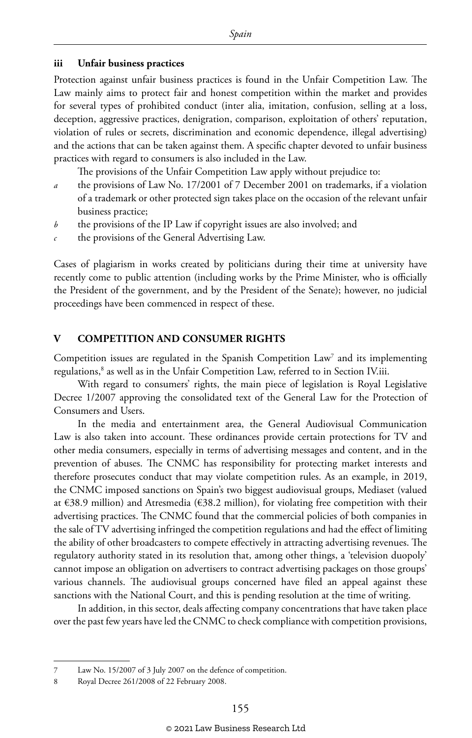### iii Unfair business practices

Protection against unfair business practices is found in the Unfair Competition Law. The Law mainly aims to protect fair and honest competition within the market and provides for several types of prohibited conduct (inter alia, imitation, confusion, selling at a loss, deception, aggressive practices, denigration, comparison, exploitation of others' reputation, violation of rules or secrets, discrimination and economic dependence, illegal advertising) and the actions that can be taken against them. A specific chapter devoted to unfair business practices with regard to consumers is also included in the Law.

The provisions of the Unfair Competition Law apply without prejudice to:

*a* the provisions of Law No. 17/2001 of 7 December 2001 on trademarks, if a violation of a trademark or other protected sign takes place on the occasion of the relevant unfair business practice;

*b* the provisions of the IP Law if copyright issues are also involved; and

*c* the provisions of the General Advertising Law.

Cases of plagiarism in works created by politicians during their time at university have recently come to public attention (including works by the Prime Minister, who is officially the President of the government, and by the President of the Senate); however, no judicial proceedings have been commenced in respect of these.

## V COMPETITION AND CONSUMER RIGHTS

Competition issues are regulated in the Spanish Competition Law[7] and its implementing regulations,[8] as well as in the Unfair Competition Law, referred to in Section IV.iii.

With regard to consumers' rights, the main piece of legislation is Royal Legislative Decree 1/2007 approving the consolidated text of the General Law for the Protection of Consumers and Users.

In the media and entertainment area, the General Audiovisual Communication Law is also taken into account. These ordinances provide certain protections for TV and other media consumers, especially in terms of advertising messages and content, and in the prevention of abuses. The CNMC has responsibility for protecting market interests and therefore prosecutes conduct that may violate competition rules. As an example, in 2019, the CNMC imposed sanctions on Spain's two biggest audiovisual groups, Mediaset (valued at €38.9 million) and Atresmedia (€38.2 million), for violating free competition with their advertising practices. The CNMC found that the commercial policies of both companies in the sale of TV advertising infringed the competition regulations and had the effect of limiting the ability of other broadcasters to compete effectively in attracting advertising revenues. The regulatory authority stated in its resolution that, among other things, a 'television duopoly' cannot impose an obligation on advertisers to contract advertising packages on those groups' various channels. The audiovisual groups concerned have filed an appeal against these sanctions with the National Court, and this is pending resolution at the time of writing.

In addition, in this sector, deals affecting company concentrations that have taken place over the past few years have led the CNMC to check compliance with competition provisions,

---

7 Law No. 15/2007 of 3 July 2007 on the defence of competition.

8 Royal Decree 261/2008 of 22 February 2008.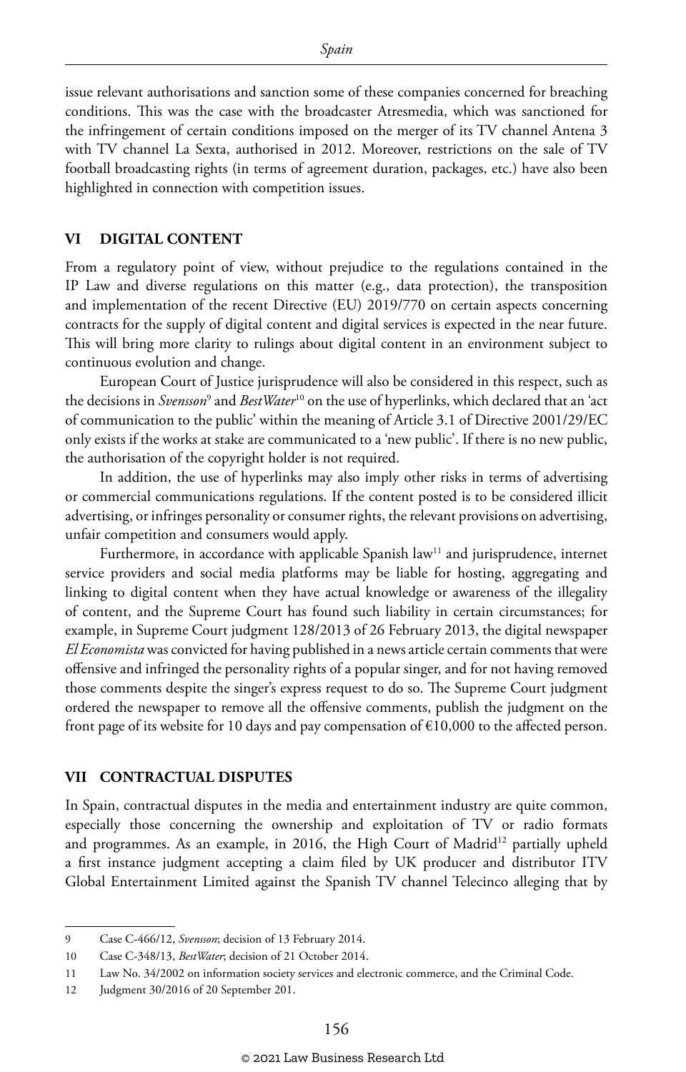issue relevant authorisations and sanction some of these companies concerned for breaching conditions. This was the case with the broadcaster Atresmedia, which was sanctioned for the infringement of certain conditions imposed on the merger of its TV channel Antena 3 with TV channel La Sexta, authorised in 2012. Moreover, restrictions on the sale of TV football broadcasting rights (in terms of agreement duration, packages, etc.) have also been highlighted in connection with competition issues.

## VI DIGITAL CONTENT

From a regulatory point of view, without prejudice to the regulations contained in the IP Law and diverse regulations on this matter (e.g., data protection), the transposition and implementation of the recent Directive (EU) 2019/770 on certain aspects concerning contracts for the supply of digital content and digital services is expected in the near future. This will bring more clarity to rulings about digital content in an environment subject to continuous evolution and change.

European Court of Justice jurisprudence will also be considered in this respect, such as the decisions in *Svensson*[9] and *BestWater*[10] on the use of hyperlinks, which declared that an 'act of communication to the public' within the meaning of Article 3.1 of Directive 2001/29/EC only exists if the works at stake are communicated to a 'new public'. If there is no new public, the authorisation of the copyright holder is not required.

In addition, the use of hyperlinks may also imply other risks in terms of advertising or commercial communications regulations. If the content posted is to be considered illicit advertising, or infringes personality or consumer rights, the relevant provisions on advertising, unfair competition and consumers would apply.

Furthermore, in accordance with applicable Spanish law[11] and jurisprudence, internet service providers and social media platforms may be liable for hosting, aggregating and linking to digital content when they have actual knowledge or awareness of the illegality of content, and the Supreme Court has found such liability in certain circumstances; for example, in Supreme Court judgment 128/2013 of 26 February 2013, the digital newspaper *El Economista* was convicted for having published in a news article certain comments that were offensive and infringed the personality rights of a popular singer, and for not having removed those comments despite the singer's express request to do so. The Supreme Court judgment ordered the newspaper to remove all the offensive comments, publish the judgment on the front page of its website for 10 days and pay compensation of €10,000 to the affected person.

## VII CONTRACTUAL DISPUTES

In Spain, contractual disputes in the media and entertainment industry are quite common, especially those concerning the ownership and exploitation of TV or radio formats and programmes. As an example, in 2016, the High Court of Madrid[12] partially upheld a first instance judgment accepting a claim filed by UK producer and distributor ITV Global Entertainment Limited against the Spanish TV channel Telecinco alleging that by

---

9 Case C-466/12, *Svensson*; decision of 13 February 2014.

10 Case C-348/13, *BestWater*; decision of 21 October 2014.

11 Law No. 34/2002 on information society services and electronic commerce, and the Criminal Code.

12 Judgment 30/2016 of 20 September 201.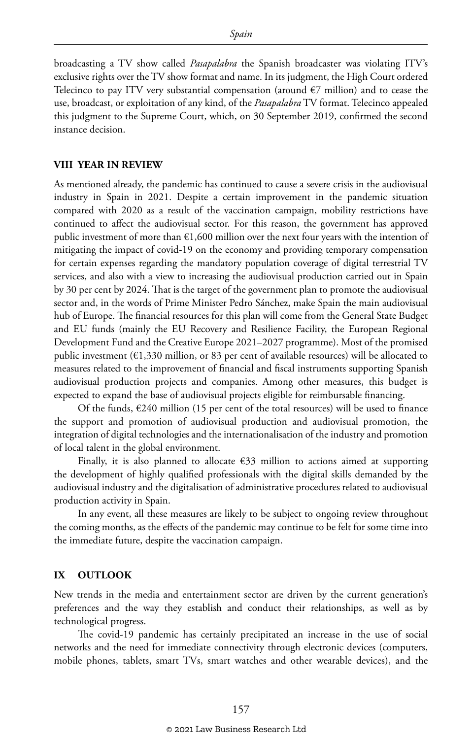broadcasting a TV show called *Pasapalabra* the Spanish broadcaster was violating ITV's exclusive rights over the TV show format and name. In its judgment, the High Court ordered Telecinco to pay ITV very substantial compensation (around €7 million) and to cease the use, broadcast, or exploitation of any kind, of the *Pasapalabra* TV format. Telecinco appealed this judgment to the Supreme Court, which, on 30 September 2019, confirmed the second instance decision.

## VIII YEAR IN REVIEW

As mentioned already, the pandemic has continued to cause a severe crisis in the audiovisual industry in Spain in 2021. Despite a certain improvement in the pandemic situation compared with 2020 as a result of the vaccination campaign, mobility restrictions have continued to affect the audiovisual sector. For this reason, the government has approved public investment of more than €1,600 million over the next four years with the intention of mitigating the impact of covid-19 on the economy and providing temporary compensation for certain expenses regarding the mandatory population coverage of digital terrestrial TV services, and also with a view to increasing the audiovisual production carried out in Spain by 30 per cent by 2024. That is the target of the government plan to promote the audiovisual sector and, in the words of Prime Minister Pedro Sánchez, make Spain the main audiovisual hub of Europe. The financial resources for this plan will come from the General State Budget and EU funds (mainly the EU Recovery and Resilience Facility, the European Regional Development Fund and the Creative Europe 2021–2027 programme). Most of the promised public investment (€1,330 million, or 83 per cent of available resources) will be allocated to measures related to the improvement of financial and fiscal instruments supporting Spanish audiovisual production projects and companies. Among other measures, this budget is expected to expand the base of audiovisual projects eligible for reimbursable financing.

Of the funds, €240 million (15 per cent of the total resources) will be used to finance the support and promotion of audiovisual production and audiovisual promotion, the integration of digital technologies and the internationalisation of the industry and promotion of local talent in the global environment.

Finally, it is also planned to allocate €33 million to actions aimed at supporting the development of highly qualified professionals with the digital skills demanded by the audiovisual industry and the digitalisation of administrative procedures related to audiovisual production activity in Spain.

In any event, all these measures are likely to be subject to ongoing review throughout the coming months, as the effects of the pandemic may continue to be felt for some time into the immediate future, despite the vaccination campaign.

## IX OUTLOOK

New trends in the media and entertainment sector are driven by the current generation's preferences and the way they establish and conduct their relationships, as well as by technological progress.

The covid-19 pandemic has certainly precipitated an increase in the use of social networks and the need for immediate connectivity through electronic devices (computers, mobile phones, tablets, smart TVs, smart watches and other wearable devices), and the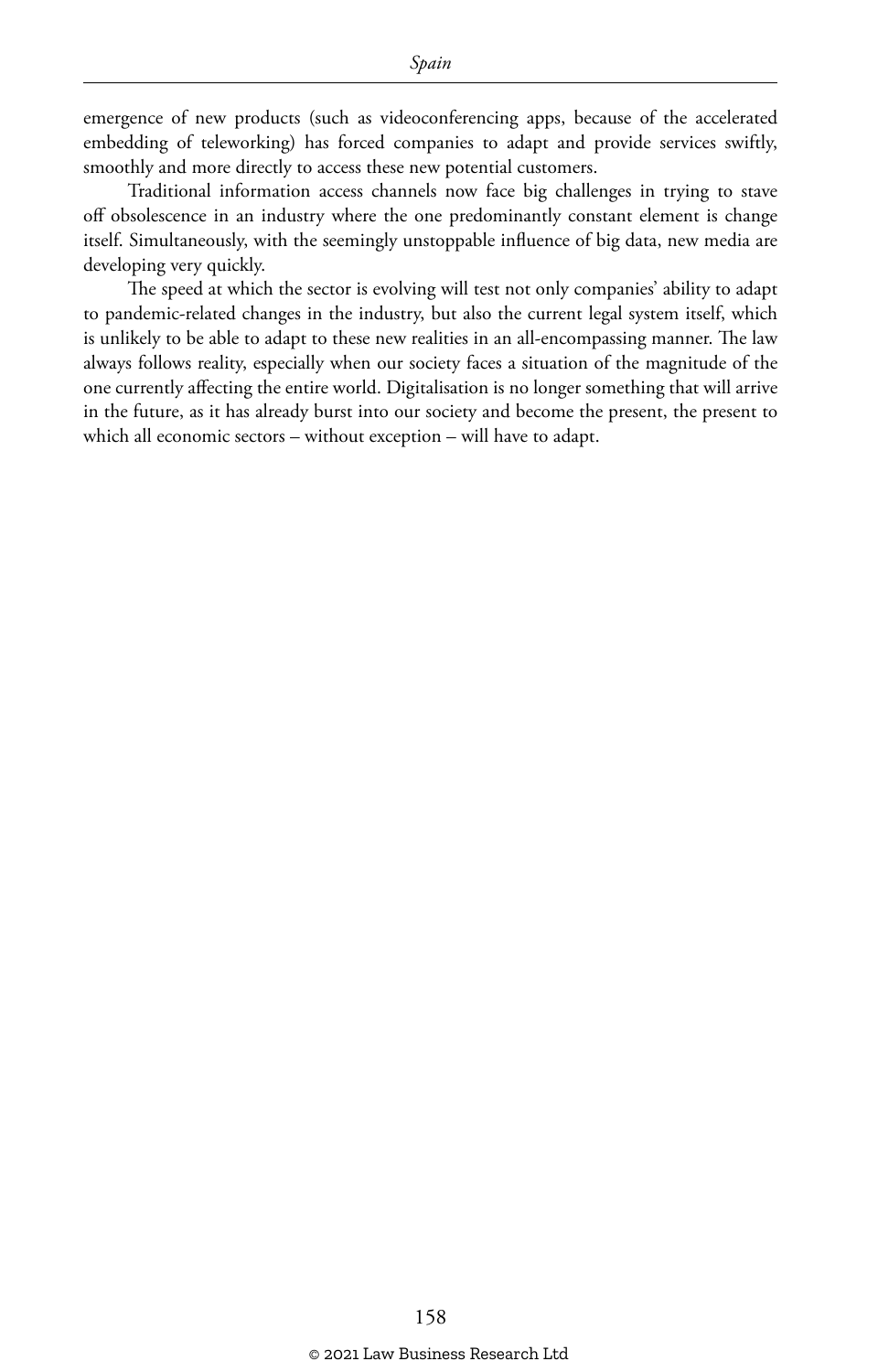emergence of new products (such as videoconferencing apps, because of the accelerated embedding of teleworking) has forced companies to adapt and provide services swiftly, smoothly and more directly to access these new potential customers.

Traditional information access channels now face big challenges in trying to stave off obsolescence in an industry where the one predominantly constant element is change itself. Simultaneously, with the seemingly unstoppable influence of big data, new media are developing very quickly.

The speed at which the sector is evolving will test not only companies' ability to adapt to pandemic-related changes in the industry, but also the current legal system itself, which is unlikely to be able to adapt to these new realities in an all-encompassing manner. The law always follows reality, especially when our society faces a situation of the magnitude of the one currently affecting the entire world. Digitalisation is no longer something that will arrive in the future, as it has already burst into our society and become the present, the present to which all economic sectors – without exception – will have to adapt.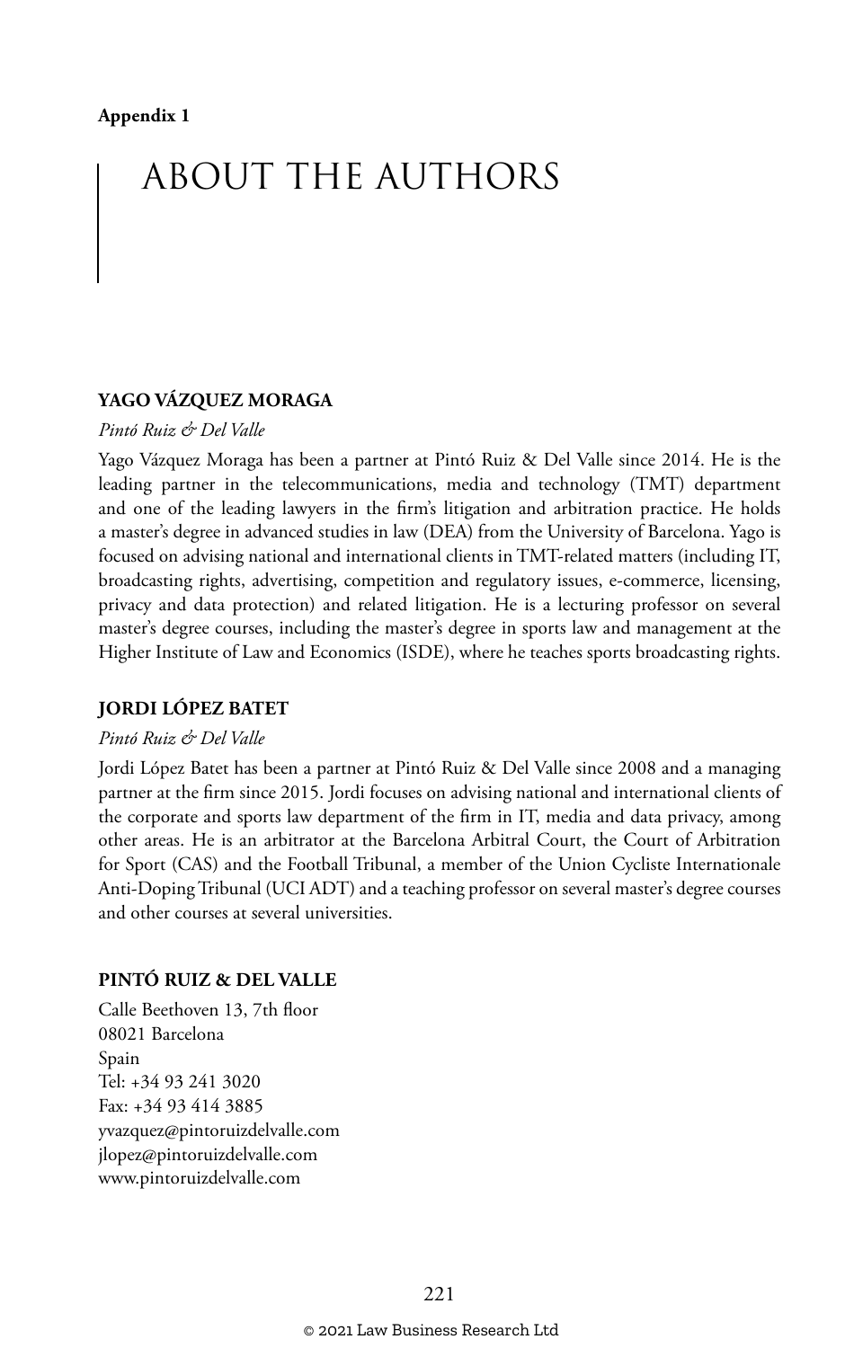**Appendix 1**

# ABOUT THE AUTHORS

## YAGO VÁZQUEZ MORAGA

*Pintó Ruiz & Del Valle*

Yago Vázquez Moraga has been a partner at Pintó Ruiz & Del Valle since 2014. He is the leading partner in the telecommunications, media and technology (TMT) department and one of the leading lawyers in the firm's litigation and arbitration practice. He holds a master's degree in advanced studies in law (DEA) from the University of Barcelona. Yago is focused on advising national and international clients in TMT-related matters (including IT, broadcasting rights, advertising, competition and regulatory issues, e-commerce, licensing, privacy and data protection) and related litigation. He is a lecturing professor on several master's degree courses, including the master's degree in sports law and management at the Higher Institute of Law and Economics (ISDE), where he teaches sports broadcasting rights.

## JORDI LÓPEZ BATET

*Pintó Ruiz & Del Valle*

Jordi López Batet has been a partner at Pintó Ruiz & Del Valle since 2008 and a managing partner at the firm since 2015. Jordi focuses on advising national and international clients of the corporate and sports law department of the firm in IT, media and data privacy, among other areas. He is an arbitrator at the Barcelona Arbitral Court, the Court of Arbitration for Sport (CAS) and the Football Tribunal, a member of the Union Cycliste Internationale Anti-Doping Tribunal (UCI ADT) and a teaching professor on several master's degree courses and other courses at several universities.

## PINTÓ RUIZ & DEL VALLE

Calle Beethoven 13, 7th floor
08021 Barcelona
Spain
Tel: +34 93 241 3020
Fax: +34 93 414 3885
yvazquez@pintoruizdelvalle.com
jlopez@pintoruizdelvalle.com
www.pintoruizdelvalle.com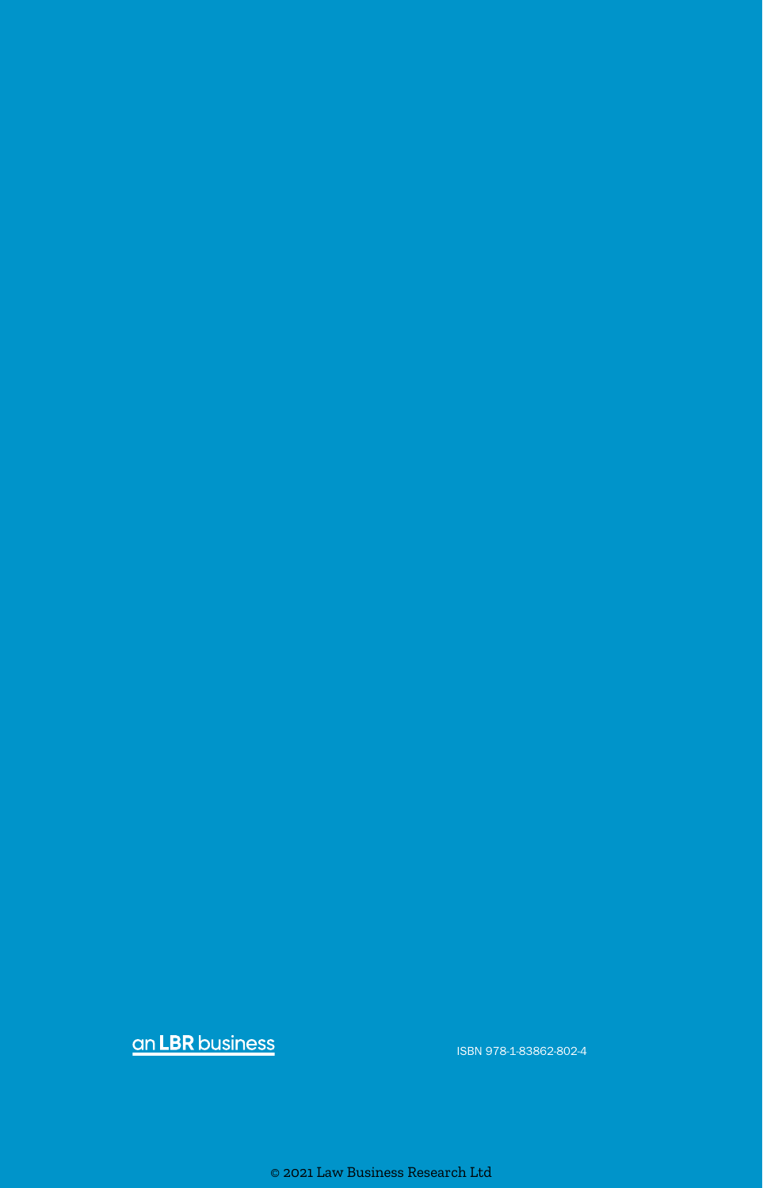an LBR business

ISBN 978-1-83862-802-4

© 2021 Law Business Research Ltd